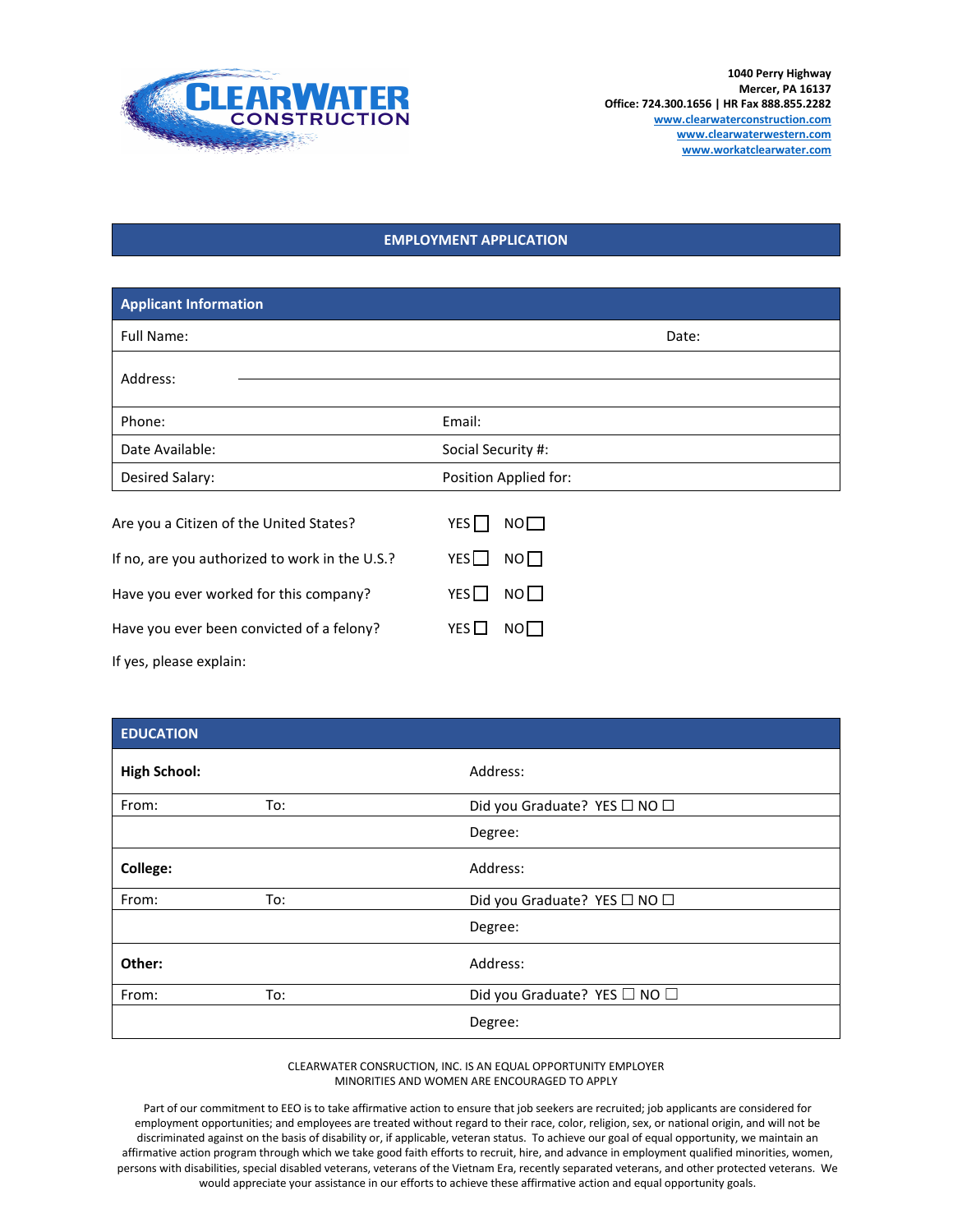**CLEARWATER CONSTRUCTION**

1040 Perry Highway
Mercer, PA 16137
Office: 724.300.1656 | HR Fax 888.855.2282
www.clearwaterconstruction.com
www.clearwaterwestern.com
www.workatclearwater.com

## EMPLOYMENT APPLICATION

| Applicant Information | |
|---|---|
| Full Name: | Date: |
| Address: | |
| Phone: | Email: |
| Date Available: | Social Security #: |
| Desired Salary: | Position Applied for: |

Are you a Citizen of the United States? YES ☐ NO ☐

If no, are you authorized to work in the U.S.? YES ☐ NO ☐

Have you ever worked for this company? YES ☐ NO ☐

Have you ever been convicted of a felony? YES ☐ NO ☐

If yes, please explain:

| EDUCATION | | |
|---|---|---|
| **High School:** | | Address: |
| From: | To: | Did you Graduate? YES ☐ NO ☐ |
| | | Degree: |
| **College:** | | Address: |
| From: | To: | Did you Graduate? YES ☐ NO ☐ |
| | | Degree: |
| **Other:** | | Address: |
| From: | To: | Did you Graduate? YES ☐ NO ☐ |
| | | Degree: |

CLEARWATER CONSRUCTION, INC. IS AN EQUAL OPPORTUNITY EMPLOYER
MINORITIES AND WOMEN ARE ENCOURAGED TO APPLY

Part of our commitment to EEO is to take affirmative action to ensure that job seekers are recruited; job applicants are considered for employment opportunities; and employees are treated without regard to their race, color, religion, sex, or national origin, and will not be discriminated against on the basis of disability or, if applicable, veteran status. To achieve our goal of equal opportunity, we maintain an affirmative action program through which we take good faith efforts to recruit, hire, and advance in employment qualified minorities, women, persons with disabilities, special disabled veterans, veterans of the Vietnam Era, recently separated veterans, and other protected veterans. We would appreciate your assistance in our efforts to achieve these affirmative action and equal opportunity goals.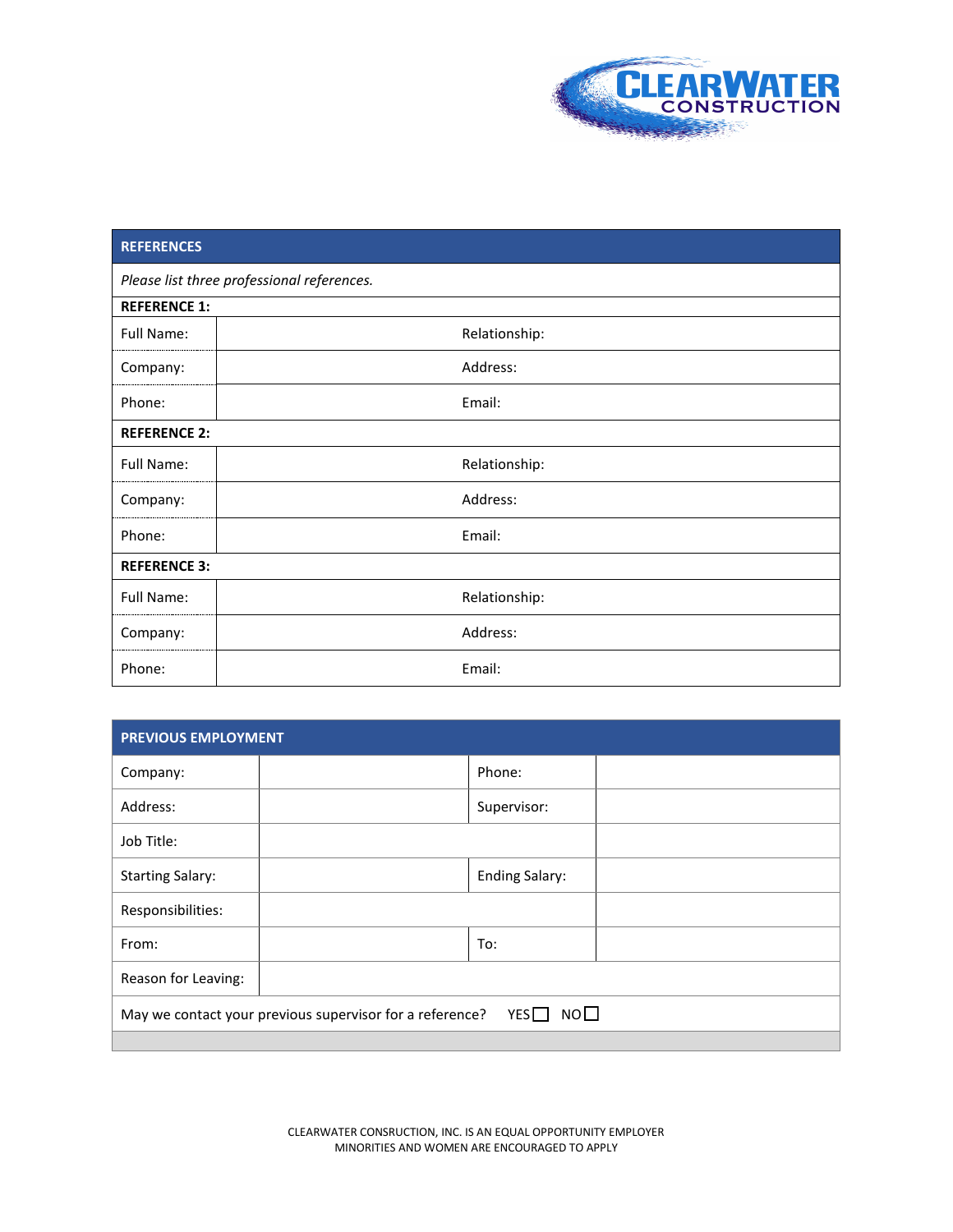| REFERENCES | | | |
|---|---|---|---|
| *Please list three professional references.* | | | |
| **REFERENCE 1:** | | | |
| Full Name: | | Relationship: | |
| Company: | | Address: | |
| Phone: | | Email: | |
| **REFERENCE 2:** | | | |
| Full Name: | | Relationship: | |
| Company: | | Address: | |
| Phone: | | Email: | |
| **REFERENCE 3:** | | | |
| Full Name: | | Relationship: | |
| Company: | | Address: | |
| Phone: | | Email: | |

| PREVIOUS EMPLOYMENT | | | |
|---|---|---|---|
| Company: | | Phone: | |
| Address: | | Supervisor: | |
| Job Title: | | | |
| Starting Salary: | | Ending Salary: | |
| Responsibilities: | | | |
| From: | | To: | |
| Reason for Leaving: | | | |
| May we contact your previous supervisor for a reference? YES ☐ NO ☐ | | | |

CLEARWATER CONSRUCTION, INC. IS AN EQUAL OPPORTUNITY EMPLOYER
MINORITIES AND WOMEN ARE ENCOURAGED TO APPLY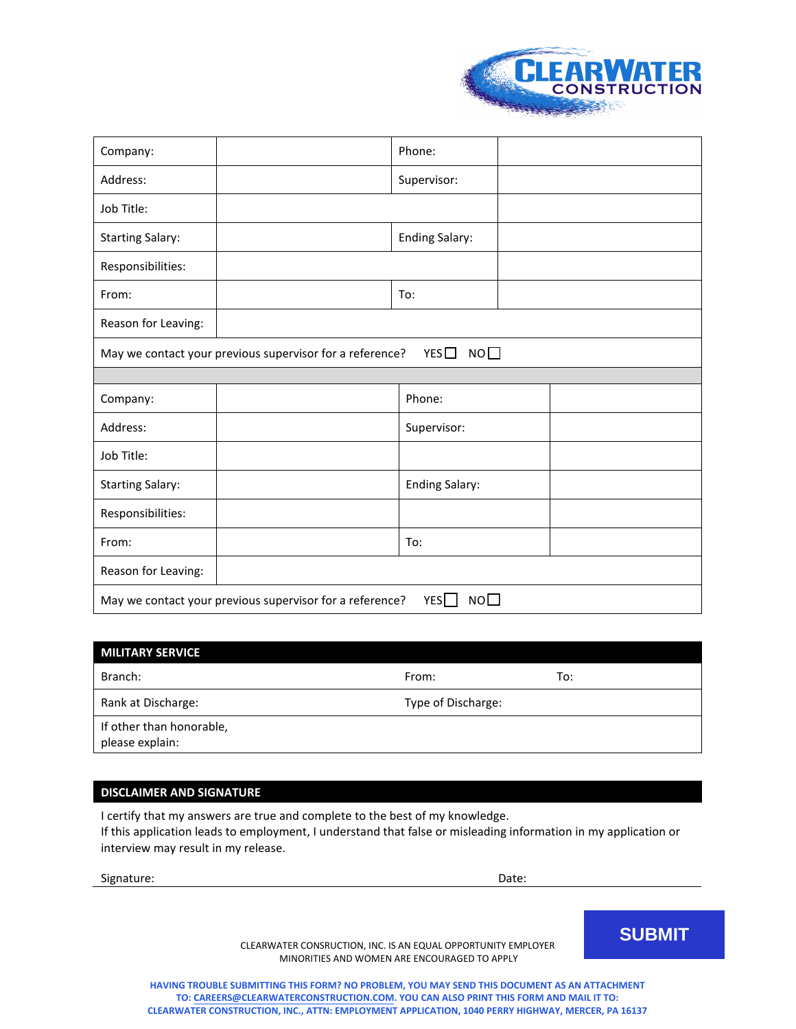| | | | |
|---|---|---|---|
| Company: | | Phone: | |
| Address: | | Supervisor: | |
| Job Title: | | | |
| Starting Salary: | | Ending Salary: | |
| Responsibilities: | | | |
| From: | | To: | |
| Reason for Leaving: | | | |
| May we contact your previous supervisor for a reference? YES ☐ NO ☐ | | | |

| | | | |
|---|---|---|---|
| Company: | | Phone: | |
| Address: | | Supervisor: | |
| Job Title: | | | |
| Starting Salary: | | Ending Salary: | |
| Responsibilities: | | | |
| From: | | To: | |
| Reason for Leaving: | | | |
| May we contact your previous supervisor for a reference? YES ☐ NO ☐ | | | |

## MILITARY SERVICE

| | | |
|---|---|---|
| Branch: | From: | To: |
| Rank at Discharge: | Type of Discharge: | |
| If other than honorable, please explain: | | |

## DISCLAIMER AND SIGNATURE

I certify that my answers are true and complete to the best of my knowledge.
If this application leads to employment, I understand that false or misleading information in my application or interview may result in my release.

Signature: Date:

**SUBMIT**

CLEARWATER CONSRUCTION, INC. IS AN EQUAL OPPORTUNITY EMPLOYER
MINORITIES AND WOMEN ARE ENCOURAGED TO APPLY

**HAVING TROUBLE SUBMITTING THIS FORM? NO PROBLEM, YOU MAY SEND THIS DOCUMENT AS AN ATTACHMENT TO: CAREERS@CLEARWATERCONSTRUCTION.COM. YOU CAN ALSO PRINT THIS FORM AND MAIL IT TO: CLEARWATER CONSTRUCTION, INC., ATTN: EMPLOYMENT APPLICATION, 1040 PERRY HIGHWAY, MERCER, PA 16137**